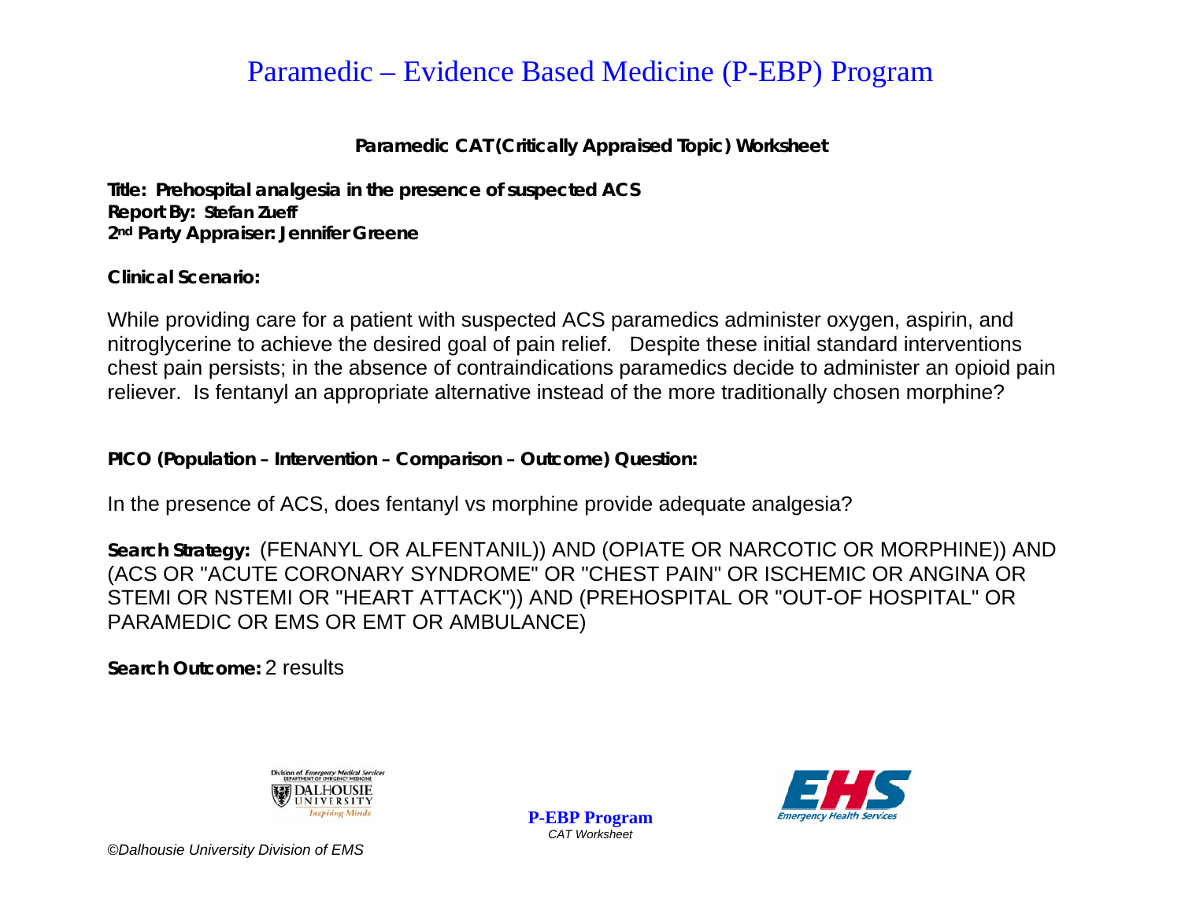# Paramedic – Evidence Based Medicine (P-EBP) Program

**Paramedic CAT (Critically Appraised Topic) Worksheet**

**Title: Prehospital analgesia in the presence of suspected ACS**
**Report By: Stefan Zueff**
**2nd Party Appraiser: Jennifer Greene**

**Clinical Scenario:**

While providing care for a patient with suspected ACS paramedics administer oxygen, aspirin, and nitroglycerine to achieve the desired goal of pain relief. Despite these initial standard interventions chest pain persists; in the absence of contraindications paramedics decide to administer an opioid pain reliever. Is fentanyl an appropriate alternative instead of the more traditionally chosen morphine?

**PICO (Population – Intervention – Comparison – Outcome) Question:**

In the presence of ACS, does fentanyl vs morphine provide adequate analgesia?

**Search Strategy:** (FENANYL OR ALFENTANIL)) AND (OPIATE OR NARCOTIC OR MORPHINE)) AND (ACS OR "ACUTE CORONARY SYNDROME" OR "CHEST PAIN" OR ISCHEMIC OR ANGINA OR STEMI OR NSTEMI OR "HEART ATTACK")) AND (PREHOSPITAL OR "OUT-OF HOSPITAL" OR PARAMEDIC OR EMS OR EMT OR AMBULANCE)

**Search Outcome:** 2 results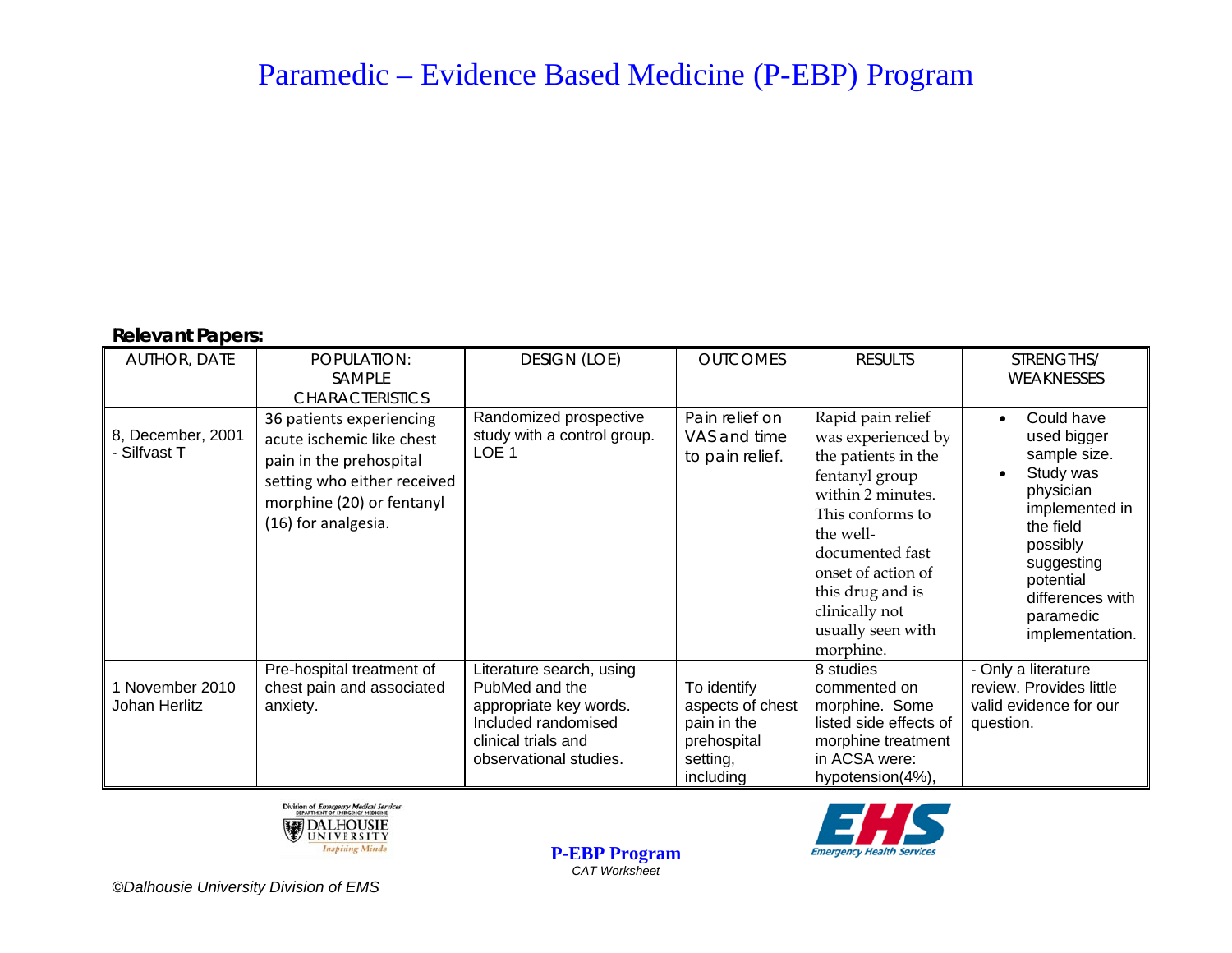**Relevant Papers:**

| AUTHOR, DATE | POPULATION: SAMPLE CHARACTERISTICS | DESIGN (LOE) | OUTCOMES | RESULTS | STRENGTHS/ WEAKNESSES |
|---|---|---|---|---|---|
| 8, December, 2001 - Silfvast T | 36 patients experiencing acute ischemic like chest pain in the prehospital setting who either received morphine (20) or fentanyl (16) for analgesia. | Randomized prospective study with a control group. LOE 1 | Pain relief on VAS and time to pain relief. | Rapid pain relief was experienced by the patients in the fentanyl group within 2 minutes. This conforms to the well-documented fast onset of action of this drug and is clinically not usually seen with morphine. | • Could have used bigger sample size. • Study was physician implemented in the field possibly suggesting potential differences with paramedic implementation. |
| 1 November 2010 Johan Herlitz | Pre-hospital treatment of chest pain and associated anxiety. | Literature search, using PubMed and the appropriate key words. Included randomised clinical trials and observational studies. | To identify aspects of chest pain in the prehospital setting, including | 8 studies commented on morphine. Some listed side effects of morphine treatment in ACSA were: hypotension(4%), | - Only a literature review. Provides little valid evidence for our question. |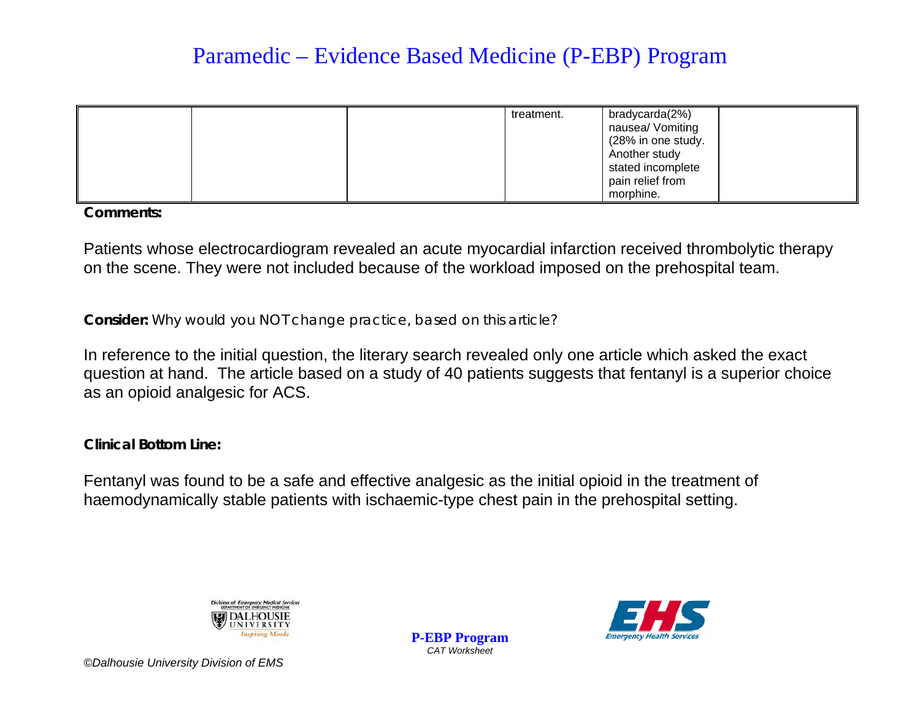| | | | | | |
|---|---|---|---|---|---|
| | | | treatment. | bradycarda(2%) nausea/ Vomiting (28% in one study. Another study stated incomplete pain relief from morphine. | |

**Comments:**

Patients whose electrocardiogram revealed an acute myocardial infarction received thrombolytic therapy on the scene. They were not included because of the workload imposed on the prehospital team.

**Consider:** Why would you NOT change practice, based on this article?

In reference to the initial question, the literary search revealed only one article which asked the exact question at hand. The article based on a study of 40 patients suggests that fentanyl is a superior choice as an opioid analgesic for ACS.

**Clinical Bottom Line:**

Fentanyl was found to be a safe and effective analgesic as the initial opioid in the treatment of haemodynamically stable patients with ischaemic-type chest pain in the prehospital setting.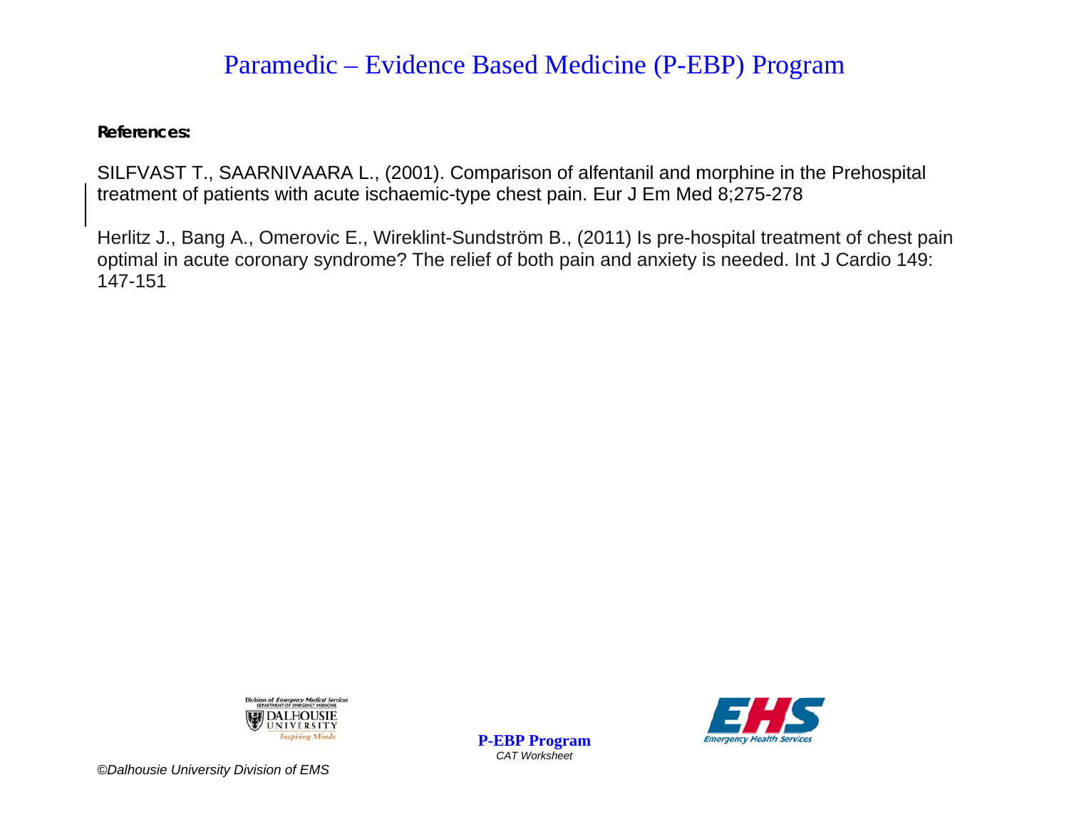**References:**

SILFVAST T., SAARNIVAARA L., (2001). Comparison of alfentanil and morphine in the Prehospital treatment of patients with acute ischaemic-type chest pain. Eur J Em Med 8;275-278

Herlitz J., Bang A., Omerovic E., Wireklint-Sundström B., (2011) Is pre-hospital treatment of chest pain optimal in acute coronary syndrome? The relief of both pain and anxiety is needed. Int J Cardio 149: 147-151